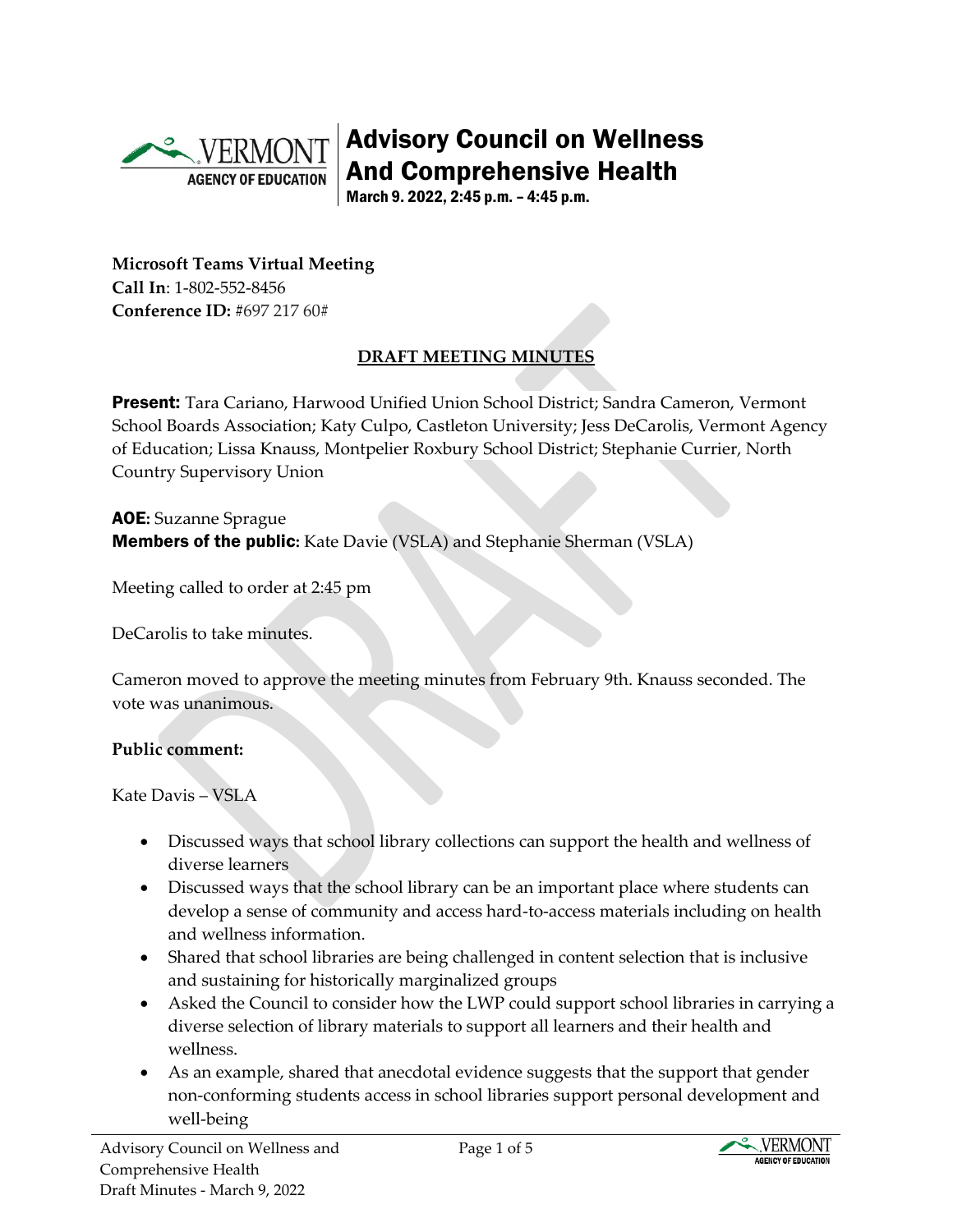# Advisory Council on Wellness And Comprehensive Health

March 9. 2022, 2:45 p.m. – 4:45 p.m.

**Microsoft Teams Virtual Meeting**
**Call In**: 1-802-552-8456
**Conference ID:** #697 217 60#

## DRAFT MEETING MINUTES

**Present:** Tara Cariano, Harwood Unified Union School District; Sandra Cameron, Vermont School Boards Association; Katy Culpo, Castleton University; Jess DeCarolis, Vermont Agency of Education; Lissa Knauss, Montpelier Roxbury School District; Stephanie Currier, North Country Supervisory Union

**AOE:** Suzanne Sprague
**Members of the public:** Kate Davie (VSLA) and Stephanie Sherman (VSLA)

Meeting called to order at 2:45 pm

DeCarolis to take minutes.

Cameron moved to approve the meeting minutes from February 9th. Knauss seconded. The vote was unanimous.

**Public comment:**

Kate Davis – VSLA

- Discussed ways that school library collections can support the health and wellness of diverse learners
- Discussed ways that the school library can be an important place where students can develop a sense of community and access hard-to-access materials including on health and wellness information.
- Shared that school libraries are being challenged in content selection that is inclusive and sustaining for historically marginalized groups
- Asked the Council to consider how the LWP could support school libraries in carrying a diverse selection of library materials to support all learners and their health and wellness.
- As an example, shared that anecdotal evidence suggests that the support that gender non-conforming students access in school libraries support personal development and well-being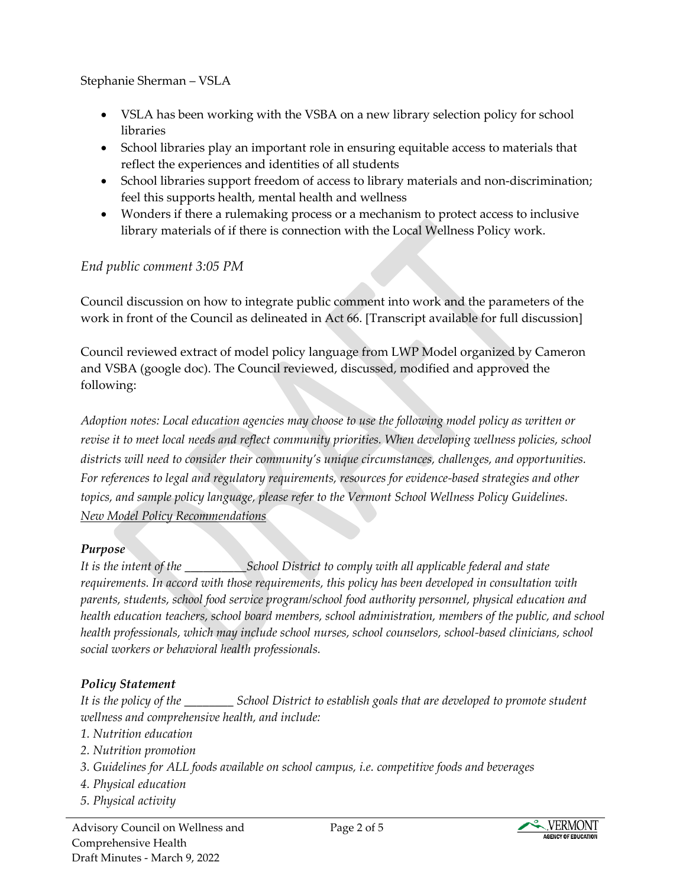Stephanie Sherman – VSLA

- VSLA has been working with the VSBA on a new library selection policy for school libraries
- School libraries play an important role in ensuring equitable access to materials that reflect the experiences and identities of all students
- School libraries support freedom of access to library materials and non-discrimination; feel this supports health, mental health and wellness
- Wonders if there a rulemaking process or a mechanism to protect access to inclusive library materials of if there is connection with the Local Wellness Policy work.

*End public comment 3:05 PM*

Council discussion on how to integrate public comment into work and the parameters of the work in front of the Council as delineated in Act 66. [Transcript available for full discussion]

Council reviewed extract of model policy language from LWP Model organized by Cameron and VSBA (google doc). The Council reviewed, discussed, modified and approved the following:

*Adoption notes: Local education agencies may choose to use the following model policy as written or revise it to meet local needs and reflect community priorities. When developing wellness policies, school districts will need to consider their community's unique circumstances, challenges, and opportunities. For references to legal and regulatory requirements, resources for evidence-based strategies and other topics, and sample policy language, please refer to the Vermont School Wellness Policy Guidelines.*
*New Model Policy Recommendations*

***Purpose***
*It is the intent of the ___________School District to comply with all applicable federal and state requirements. In accord with those requirements, this policy has been developed in consultation with parents, students, school food service program/school food authority personnel, physical education and health education teachers, school board members, school administration, members of the public, and school health professionals, which may include school nurses, school counselors, school-based clinicians, school social workers or behavioral health professionals.*

***Policy Statement***
*It is the policy of the _________ School District to establish goals that are developed to promote student wellness and comprehensive health, and include:*
*1. Nutrition education*
*2. Nutrition promotion*
*3. Guidelines for ALL foods available on school campus, i.e. competitive foods and beverages*
*4. Physical education*
*5. Physical activity*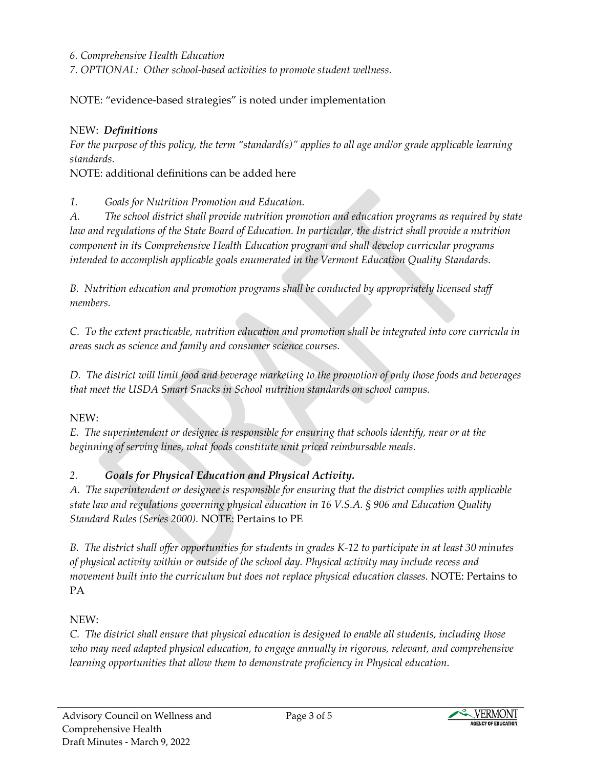*6. Comprehensive Health Education*
*7. OPTIONAL: Other school-based activities to promote student wellness.*

NOTE: "evidence-based strategies" is noted under implementation

NEW: ***Definitions***
*For the purpose of this policy, the term "standard(s)" applies to all age and/or grade applicable learning standards.*
NOTE: additional definitions can be added here

*1. Goals for Nutrition Promotion and Education.*
*A. The school district shall provide nutrition promotion and education programs as required by state law and regulations of the State Board of Education. In particular, the district shall provide a nutrition component in its Comprehensive Health Education program and shall develop curricular programs intended to accomplish applicable goals enumerated in the Vermont Education Quality Standards.*

*B. Nutrition education and promotion programs shall be conducted by appropriately licensed staff members.*

*C. To the extent practicable, nutrition education and promotion shall be integrated into core curricula in areas such as science and family and consumer science courses.*

*D. The district will limit food and beverage marketing to the promotion of only those foods and beverages that meet the USDA Smart Snacks in School nutrition standards on school campus.*

NEW:
*E. The superintendent or designee is responsible for ensuring that schools identify, near or at the beginning of serving lines, what foods constitute unit priced reimbursable meals.*

*2.* ***Goals for Physical Education and Physical Activity.***
*A. The superintendent or designee is responsible for ensuring that the district complies with applicable state law and regulations governing physical education in 16 V.S.A. § 906 and Education Quality Standard Rules (Series 2000).* NOTE: Pertains to PE

*B. The district shall offer opportunities for students in grades K-12 to participate in at least 30 minutes of physical activity within or outside of the school day. Physical activity may include recess and movement built into the curriculum but does not replace physical education classes.* NOTE: Pertains to PA

NEW:
*C. The district shall ensure that physical education is designed to enable all students, including those who may need adapted physical education, to engage annually in rigorous, relevant, and comprehensive learning opportunities that allow them to demonstrate proficiency in Physical education.*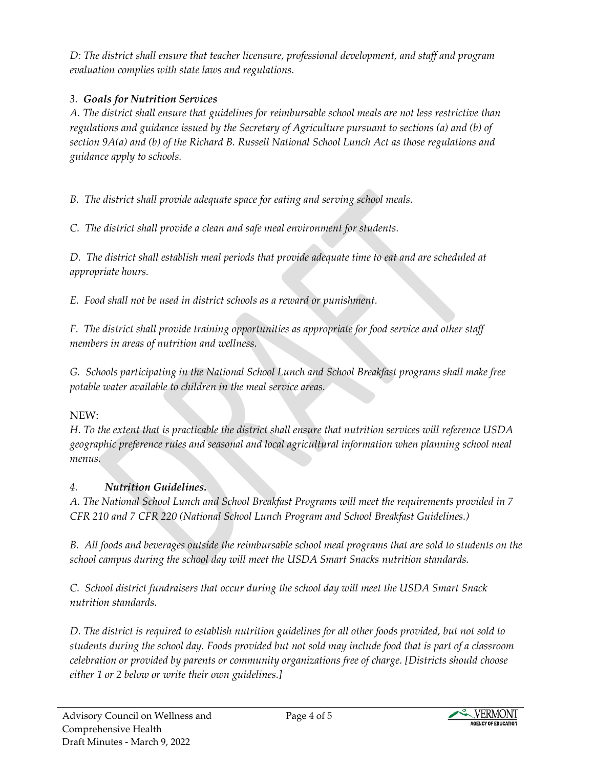*D: The district shall ensure that teacher licensure, professional development, and staff and program evaluation complies with state laws and regulations.*

*3. **Goals for Nutrition Services***

*A. The district shall ensure that guidelines for reimbursable school meals are not less restrictive than regulations and guidance issued by the Secretary of Agriculture pursuant to sections (a) and (b) of section 9A(a) and (b) of the Richard B. Russell National School Lunch Act as those regulations and guidance apply to schools.*

*B. The district shall provide adequate space for eating and serving school meals.*

*C. The district shall provide a clean and safe meal environment for students.*

*D. The district shall establish meal periods that provide adequate time to eat and are scheduled at appropriate hours.*

*E. Food shall not be used in district schools as a reward or punishment.*

*F. The district shall provide training opportunities as appropriate for food service and other staff members in areas of nutrition and wellness.*

*G. Schools participating in the National School Lunch and School Breakfast programs shall make free potable water available to children in the meal service areas.*

NEW:

*H. To the extent that is practicable the district shall ensure that nutrition services will reference USDA geographic preference rules and seasonal and local agricultural information when planning school meal menus.*

*4. **Nutrition Guidelines.***

*A. The National School Lunch and School Breakfast Programs will meet the requirements provided in 7 CFR 210 and 7 CFR 220 (National School Lunch Program and School Breakfast Guidelines.)*

*B. All foods and beverages outside the reimbursable school meal programs that are sold to students on the school campus during the school day will meet the USDA Smart Snacks nutrition standards.*

*C. School district fundraisers that occur during the school day will meet the USDA Smart Snack nutrition standards.*

*D. The district is required to establish nutrition guidelines for all other foods provided, but not sold to students during the school day. Foods provided but not sold may include food that is part of a classroom celebration or provided by parents or community organizations free of charge. [Districts should choose either 1 or 2 below or write their own guidelines.]*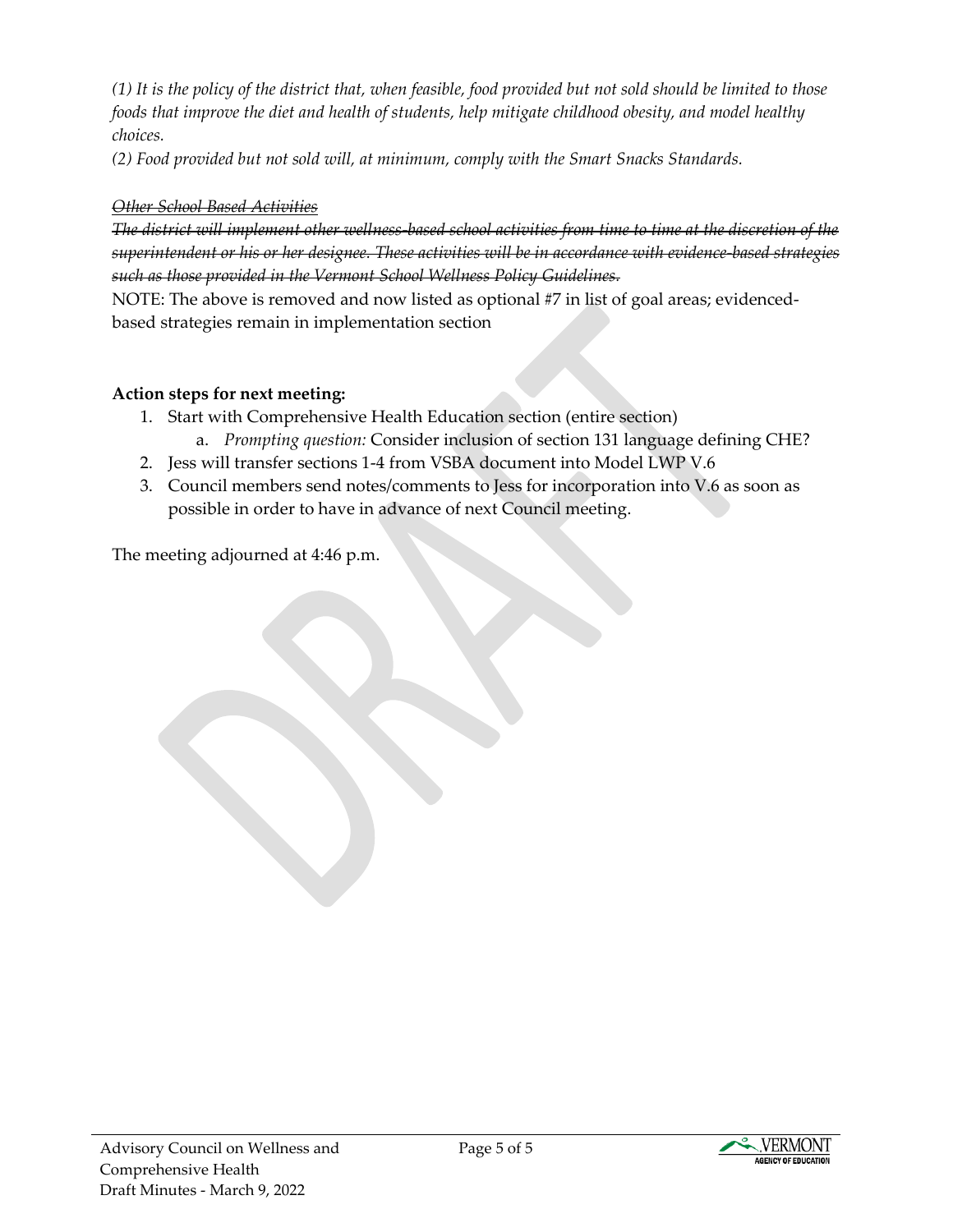*(1) It is the policy of the district that, when feasible, food provided but not sold should be limited to those foods that improve the diet and health of students, help mitigate childhood obesity, and model healthy choices.*

*(2) Food provided but not sold will, at minimum, comply with the Smart Snacks Standards.*

~~*Other School Based Activities*~~

~~*The district will implement other wellness-based school activities from time to time at the discretion of the superintendent or his or her designee. These activities will be in accordance with evidence-based strategies such as those provided in the Vermont School Wellness Policy Guidelines.*~~

NOTE: The above is removed and now listed as optional #7 in list of goal areas; evidenced-based strategies remain in implementation section

**Action steps for next meeting:**

1. Start with Comprehensive Health Education section (entire section)
   a. *Prompting question:* Consider inclusion of section 131 language defining CHE?
2. Jess will transfer sections 1-4 from VSBA document into Model LWP V.6
3. Council members send notes/comments to Jess for incorporation into V.6 as soon as possible in order to have in advance of next Council meeting.

The meeting adjourned at 4:46 p.m.